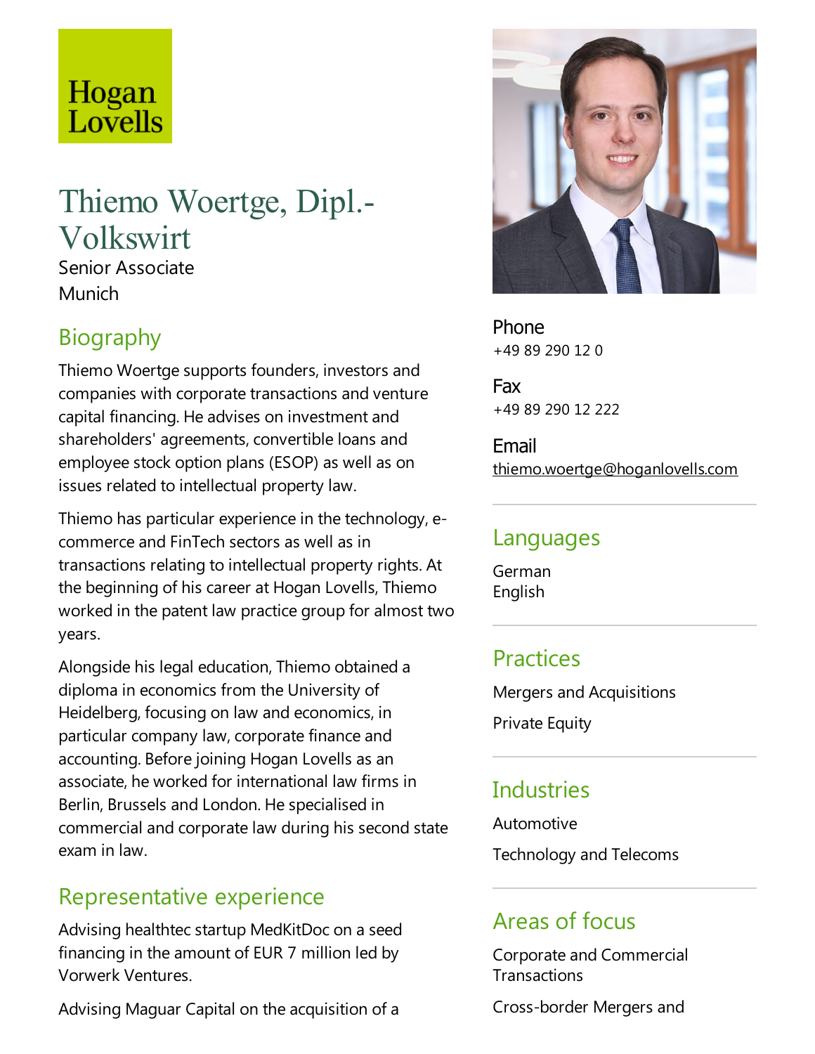Hogan Lovells

# Thiemo Woertge, Dipl.-Volkswirt

Senior Associate
Munich

## Biography

Thiemo Woertge supports founders, investors and companies with corporate transactions and venture capital financing. He advises on investment and shareholders' agreements, convertible loans and employee stock option plans (ESOP) as well as on issues related to intellectual property law.

Thiemo has particular experience in the technology, e-commerce and FinTech sectors as well as in transactions relating to intellectual property rights. At the beginning of his career at Hogan Lovells, Thiemo worked in the patent law practice group for almost two years.

Alongside his legal education, Thiemo obtained a diploma in economics from the University of Heidelberg, focusing on law and economics, in particular company law, corporate finance and accounting. Before joining Hogan Lovells as an associate, he worked for international law firms in Berlin, Brussels and London. He specialised in commercial and corporate law during his second state exam in law.

## Representative experience

Advising healthtec startup MedKitDoc on a seed financing in the amount of EUR 7 million led by Vorwerk Ventures.

Advising Maguar Capital on the acquisition of a

**Phone**
+49 89 290 12 0

**Fax**
+49 89 290 12 222

**Email**
thiemo.woertge@hoganlovells.com

## Languages

German
English

## Practices

Mergers and Acquisitions

Private Equity

## Industries

Automotive

Technology and Telecoms

## Areas of focus

Corporate and Commercial Transactions

Cross-border Mergers and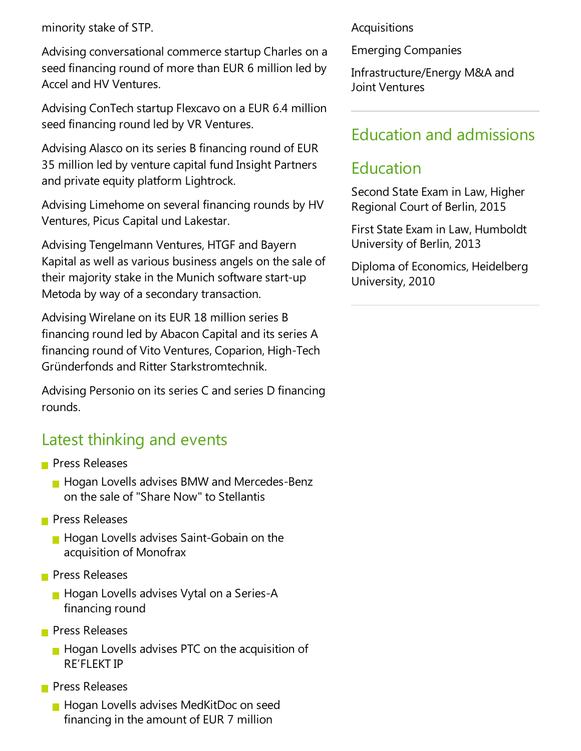minority stake of STP.

Advising conversational commerce startup Charles on a seed financing round of more than EUR 6 million led by Accel and HV Ventures.

Advising ConTech startup Flexcavo on a EUR 6.4 million seed financing round led by VR Ventures.

Advising Alasco on its series B financing round of EUR 35 million led by venture capital fund Insight Partners and private equity platform Lightrock.

Advising Limehome on several financing rounds by HV Ventures, Picus Capital und Lakestar.

Advising Tengelmann Ventures, HTGF and Bayern Kapital as well as various business angels on the sale of their majority stake in the Munich software start-up Metoda by way of a secondary transaction.

Advising Wirelane on its EUR 18 million series B financing round led by Abacon Capital and its series A financing round of Vito Ventures, Coparion, High-Tech Gründerfonds and Ritter Starkstromtechnik.

Advising Personio on its series C and series D financing rounds.

## Latest thinking and events

- Press Releases
  - Hogan Lovells advises BMW and Mercedes-Benz on the sale of "Share Now" to Stellantis
- Press Releases
  - Hogan Lovells advises Saint-Gobain on the acquisition of Monofrax
- Press Releases
  - Hogan Lovells advises Vytal on a Series-A financing round
- Press Releases
  - Hogan Lovells advises PTC on the acquisition of RE'FLEKT IP
- Press Releases
  - Hogan Lovells advises MedKitDoc on seed financing in the amount of EUR 7 million

Acquisitions

Emerging Companies

Infrastructure/Energy M&A and Joint Ventures

## Education and admissions

## Education

Second State Exam in Law, Higher Regional Court of Berlin, 2015

First State Exam in Law, Humboldt University of Berlin, 2013

Diploma of Economics, Heidelberg University, 2010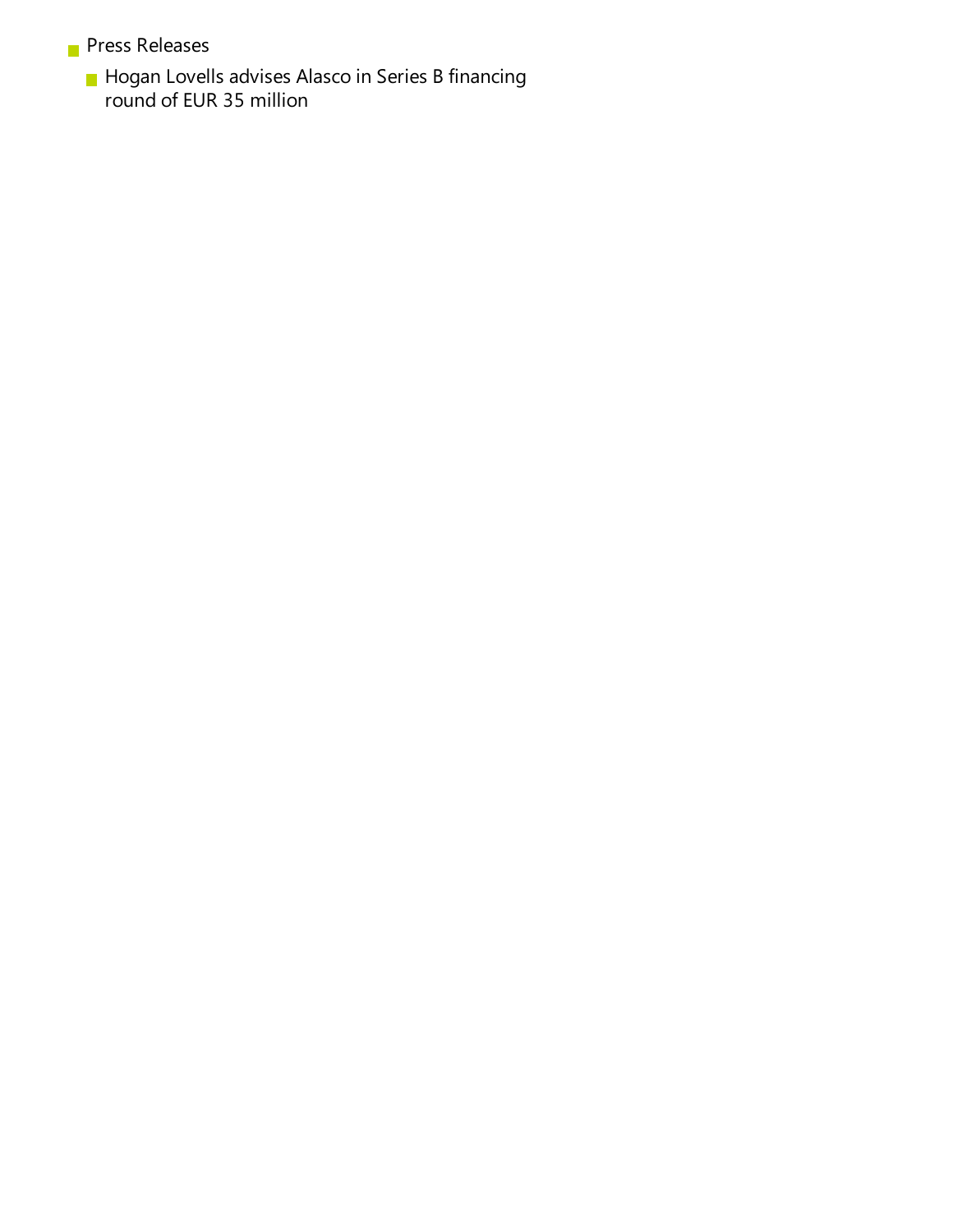- Press Releases
  - Hogan Lovells advises Alasco in Series B financing round of EUR 35 million